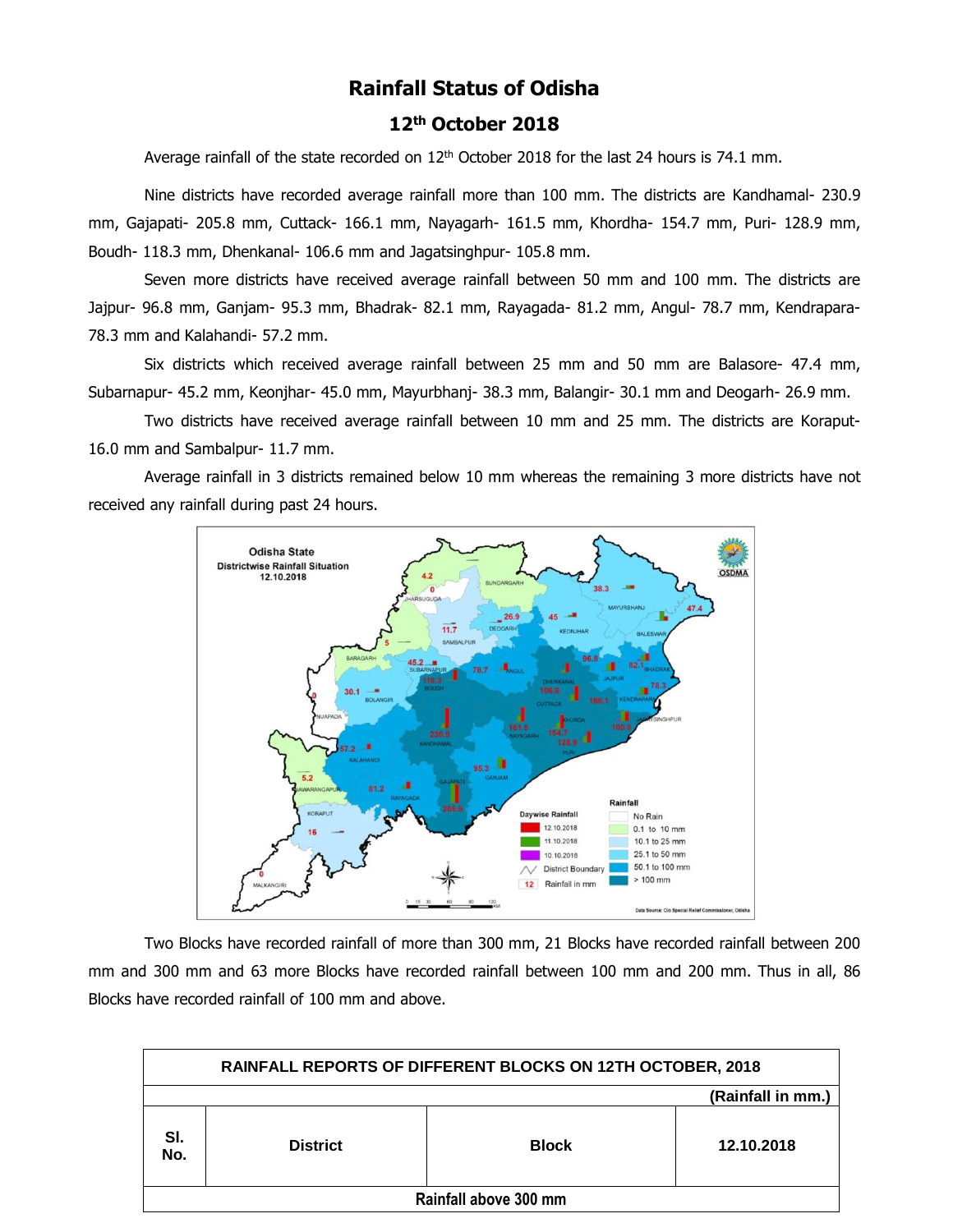# Rainfall Status of Odisha

## 12th October 2018

Average rainfall of the state recorded on 12th October 2018 for the last 24 hours is 74.1 mm.

Nine districts have recorded average rainfall more than 100 mm. The districts are Kandhamal- 230.9 mm, Gajapati- 205.8 mm, Cuttack- 166.1 mm, Nayagarh- 161.5 mm, Khordha- 154.7 mm, Puri- 128.9 mm, Boudh- 118.3 mm, Dhenkanal- 106.6 mm and Jagatsinghpur- 105.8 mm.

Seven more districts have received average rainfall between 50 mm and 100 mm. The districts are Jajpur- 96.8 mm, Ganjam- 95.3 mm, Bhadrak- 82.1 mm, Rayagada- 81.2 mm, Angul- 78.7 mm, Kendrapara- 78.3 mm and Kalahandi- 57.2 mm.

Six districts which received average rainfall between 25 mm and 50 mm are Balasore- 47.4 mm, Subarnapur- 45.2 mm, Keonjhar- 45.0 mm, Mayurbhanj- 38.3 mm, Balangir- 30.1 mm and Deogarh- 26.9 mm.

Two districts have received average rainfall between 10 mm and 25 mm. The districts are Koraput- 16.0 mm and Sambalpur- 11.7 mm.

Average rainfall in 3 districts remained below 10 mm whereas the remaining 3 more districts have not received any rainfall during past 24 hours.

Two Blocks have recorded rainfall of more than 300 mm, 21 Blocks have recorded rainfall between 200 mm and 300 mm and 63 more Blocks have recorded rainfall between 100 mm and 200 mm. Thus in all, 86 Blocks have recorded rainfall of 100 mm and above.

| RAINFALL REPORTS OF DIFFERENT BLOCKS ON 12TH OCTOBER, 2018 | | | |
|---|---|---|---|
| | | | (Rainfall in mm.) |
| Sl. No. | District | Block | 12.10.2018 |
| Rainfall above 300 mm | | | |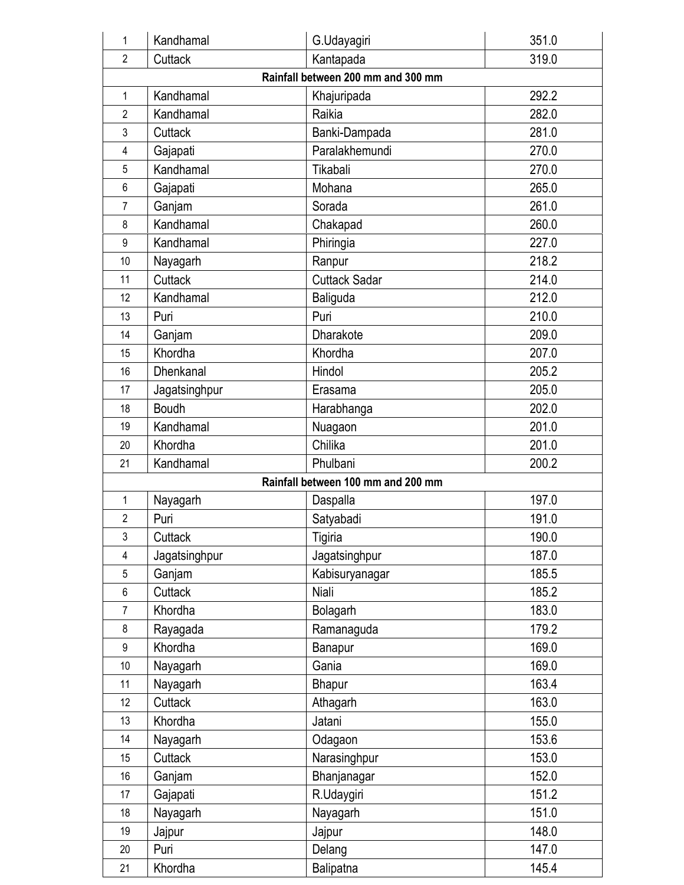| | | | |
|---|---|---|---|
| 1 | Kandhamal | G.Udayagiri | 351.0 |
| 2 | Cuttack | Kantapada | 319.0 |
| **Rainfall between 200 mm and 300 mm** | | | |
| 1 | Kandhamal | Khajuripada | 292.2 |
| 2 | Kandhamal | Raikia | 282.0 |
| 3 | Cuttack | Banki-Dampada | 281.0 |
| 4 | Gajapati | Paralakhemundi | 270.0 |
| 5 | Kandhamal | Tikabali | 270.0 |
| 6 | Gajapati | Mohana | 265.0 |
| 7 | Ganjam | Sorada | 261.0 |
| 8 | Kandhamal | Chakapad | 260.0 |
| 9 | Kandhamal | Phiringia | 227.0 |
| 10 | Nayagarh | Ranpur | 218.2 |
| 11 | Cuttack | Cuttack Sadar | 214.0 |
| 12 | Kandhamal | Baliguda | 212.0 |
| 13 | Puri | Puri | 210.0 |
| 14 | Ganjam | Dharakote | 209.0 |
| 15 | Khordha | Khordha | 207.0 |
| 16 | Dhenkanal | Hindol | 205.2 |
| 17 | Jagatsinghpur | Erasama | 205.0 |
| 18 | Boudh | Harabhanga | 202.0 |
| 19 | Kandhamal | Nuagaon | 201.0 |
| 20 | Khordha | Chilika | 201.0 |
| 21 | Kandhamal | Phulbani | 200.2 |
| **Rainfall between 100 mm and 200 mm** | | | |
| 1 | Nayagarh | Daspalla | 197.0 |
| 2 | Puri | Satyabadi | 191.0 |
| 3 | Cuttack | Tigiria | 190.0 |
| 4 | Jagatsinghpur | Jagatsinghpur | 187.0 |
| 5 | Ganjam | Kabisuryanagar | 185.5 |
| 6 | Cuttack | Niali | 185.2 |
| 7 | Khordha | Bolagarh | 183.0 |
| 8 | Rayagada | Ramanaguda | 179.2 |
| 9 | Khordha | Banapur | 169.0 |
| 10 | Nayagarh | Gania | 169.0 |
| 11 | Nayagarh | Bhapur | 163.4 |
| 12 | Cuttack | Athagarh | 163.0 |
| 13 | Khordha | Jatani | 155.0 |
| 14 | Nayagarh | Odagaon | 153.6 |
| 15 | Cuttack | Narasinghpur | 153.0 |
| 16 | Ganjam | Bhanjanagar | 152.0 |
| 17 | Gajapati | R.Udaygiri | 151.2 |
| 18 | Nayagarh | Nayagarh | 151.0 |
| 19 | Jajpur | Jajpur | 148.0 |
| 20 | Puri | Delang | 147.0 |
| 21 | Khordha | Balipatna | 145.4 |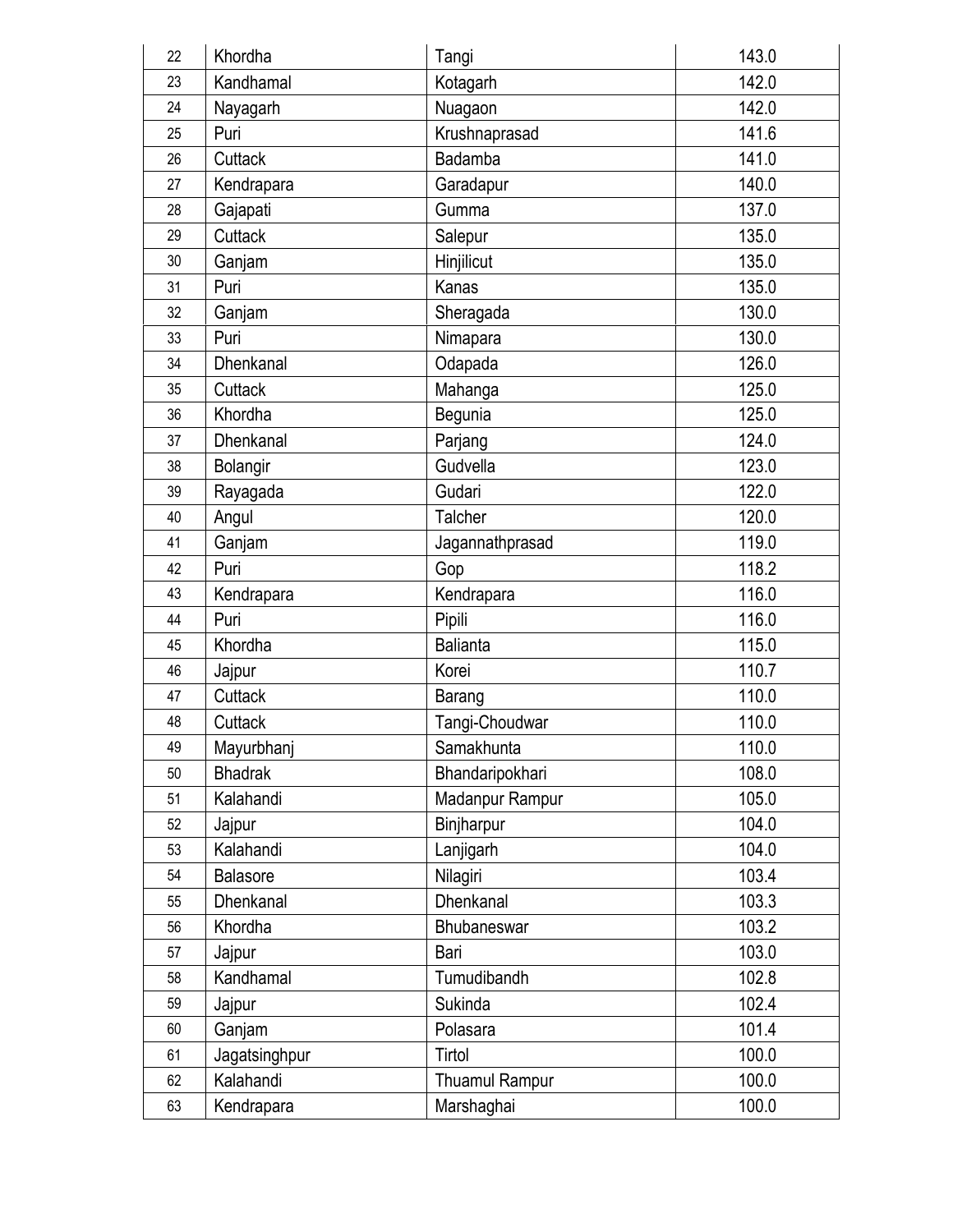| 22 | Khordha | Tangi | 143.0 |
|---|---|---|---|
| 23 | Kandhamal | Kotagarh | 142.0 |
| 24 | Nayagarh | Nuagaon | 142.0 |
| 25 | Puri | Krushnaprasad | 141.6 |
| 26 | Cuttack | Badamba | 141.0 |
| 27 | Kendrapara | Garadapur | 140.0 |
| 28 | Gajapati | Gumma | 137.0 |
| 29 | Cuttack | Salepur | 135.0 |
| 30 | Ganjam | Hinjilicut | 135.0 |
| 31 | Puri | Kanas | 135.0 |
| 32 | Ganjam | Sheragada | 130.0 |
| 33 | Puri | Nimapara | 130.0 |
| 34 | Dhenkanal | Odapada | 126.0 |
| 35 | Cuttack | Mahanga | 125.0 |
| 36 | Khordha | Begunia | 125.0 |
| 37 | Dhenkanal | Parjang | 124.0 |
| 38 | Bolangir | Gudvella | 123.0 |
| 39 | Rayagada | Gudari | 122.0 |
| 40 | Angul | Talcher | 120.0 |
| 41 | Ganjam | Jagannathprasad | 119.0 |
| 42 | Puri | Gop | 118.2 |
| 43 | Kendrapara | Kendrapara | 116.0 |
| 44 | Puri | Pipili | 116.0 |
| 45 | Khordha | Balianta | 115.0 |
| 46 | Jajpur | Korei | 110.7 |
| 47 | Cuttack | Barang | 110.0 |
| 48 | Cuttack | Tangi-Choudwar | 110.0 |
| 49 | Mayurbhanj | Samakhunta | 110.0 |
| 50 | Bhadrak | Bhandaripokhari | 108.0 |
| 51 | Kalahandi | Madanpur Rampur | 105.0 |
| 52 | Jajpur | Binjharpur | 104.0 |
| 53 | Kalahandi | Lanjigarh | 104.0 |
| 54 | Balasore | Nilagiri | 103.4 |
| 55 | Dhenkanal | Dhenkanal | 103.3 |
| 56 | Khordha | Bhubaneswar | 103.2 |
| 57 | Jajpur | Bari | 103.0 |
| 58 | Kandhamal | Tumudibandh | 102.8 |
| 59 | Jajpur | Sukinda | 102.4 |
| 60 | Ganjam | Polasara | 101.4 |
| 61 | Jagatsinghpur | Tirtol | 100.0 |
| 62 | Kalahandi | Thuamul Rampur | 100.0 |
| 63 | Kendrapara | Marshaghai | 100.0 |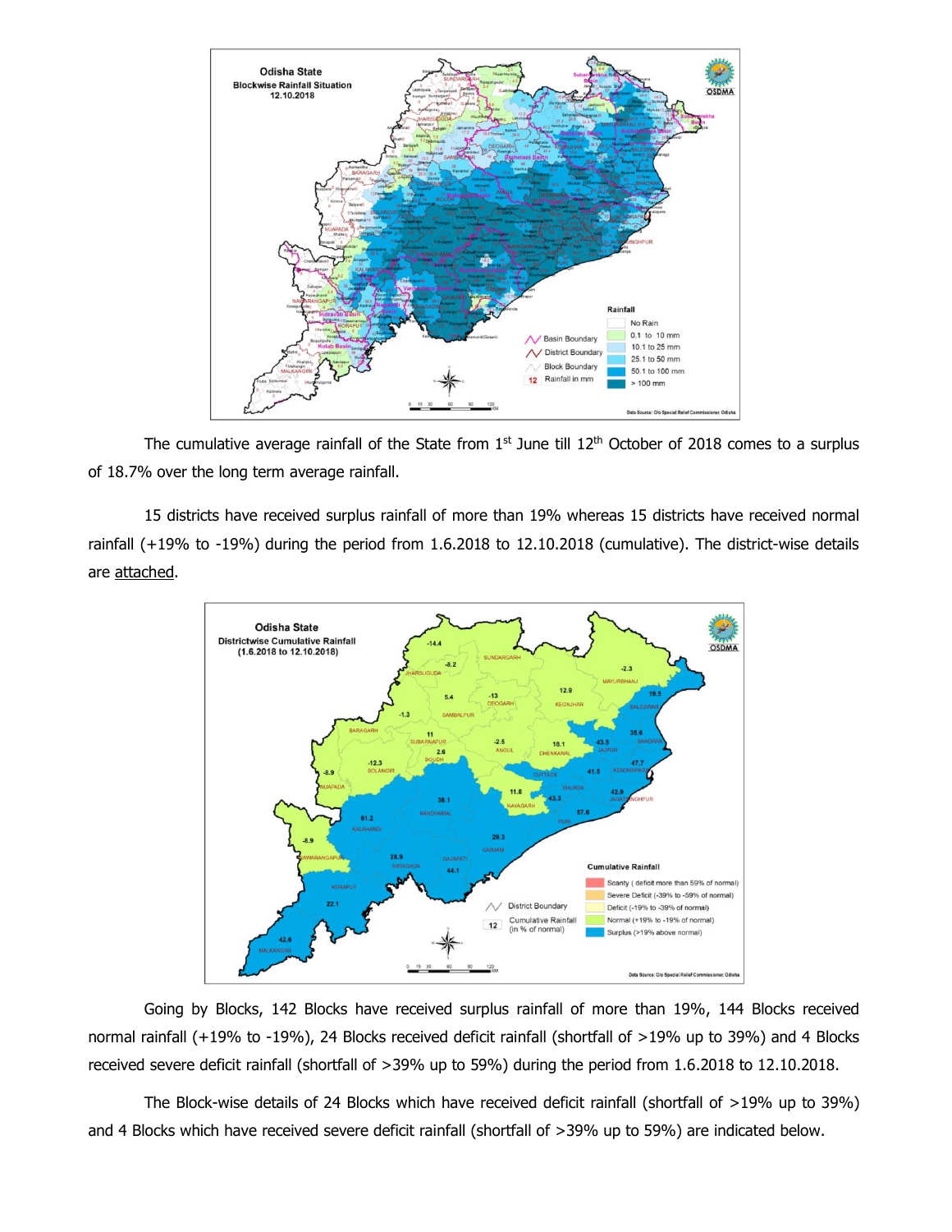The cumulative average rainfall of the State from 1[st] June till 12[th] October of 2018 comes to a surplus of 18.7% over the long term average rainfall.

15 districts have received surplus rainfall of more than 19% whereas 15 districts have received normal rainfall (+19% to -19%) during the period from 1.6.2018 to 12.10.2018 (cumulative). The district-wise details are attached.

Going by Blocks, 142 Blocks have received surplus rainfall of more than 19%, 144 Blocks received normal rainfall (+19% to -19%), 24 Blocks received deficit rainfall (shortfall of >19% up to 39%) and 4 Blocks received severe deficit rainfall (shortfall of >39% up to 59%) during the period from 1.6.2018 to 12.10.2018.

The Block-wise details of 24 Blocks which have received deficit rainfall (shortfall of >19% up to 39%) and 4 Blocks which have received severe deficit rainfall (shortfall of >39% up to 59%) are indicated below.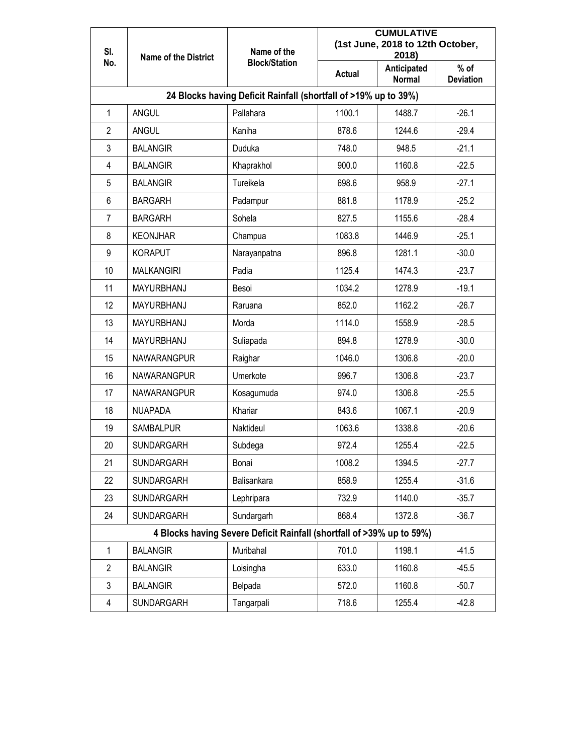| Sl. No. | Name of the District | Name of the Block/Station | CUMULATIVE (1st June, 2018 to 12th October, 2018) | | |
|---|---|---|---|---|---|
| | | | Actual | Anticipated Normal | % of Deviation |
| **24 Blocks having Deficit Rainfall (shortfall of >19% up to 39%)** | | | | | |
| 1 | ANGUL | Pallahara | 1100.1 | 1488.7 | -26.1 |
| 2 | ANGUL | Kaniha | 878.6 | 1244.6 | -29.4 |
| 3 | BALANGIR | Duduka | 748.0 | 948.5 | -21.1 |
| 4 | BALANGIR | Khaprakhol | 900.0 | 1160.8 | -22.5 |
| 5 | BALANGIR | Tureikela | 698.6 | 958.9 | -27.1 |
| 6 | BARGARH | Padampur | 881.8 | 1178.9 | -25.2 |
| 7 | BARGARH | Sohela | 827.5 | 1155.6 | -28.4 |
| 8 | KEONJHAR | Champua | 1083.8 | 1446.9 | -25.1 |
| 9 | KORAPUT | Narayanpatna | 896.8 | 1281.1 | -30.0 |
| 10 | MALKANGIRI | Padia | 1125.4 | 1474.3 | -23.7 |
| 11 | MAYURBHANJ | Besoi | 1034.2 | 1278.9 | -19.1 |
| 12 | MAYURBHANJ | Raruana | 852.0 | 1162.2 | -26.7 |
| 13 | MAYURBHANJ | Morda | 1114.0 | 1558.9 | -28.5 |
| 14 | MAYURBHANJ | Suliapada | 894.8 | 1278.9 | -30.0 |
| 15 | NAWARANGPUR | Raighar | 1046.0 | 1306.8 | -20.0 |
| 16 | NAWARANGPUR | Umerkote | 996.7 | 1306.8 | -23.7 |
| 17 | NAWARANGPUR | Kosagumuda | 974.0 | 1306.8 | -25.5 |
| 18 | NUAPADA | Khariar | 843.6 | 1067.1 | -20.9 |
| 19 | SAMBALPUR | Naktideul | 1063.6 | 1338.8 | -20.6 |
| 20 | SUNDARGARH | Subdega | 972.4 | 1255.4 | -22.5 |
| 21 | SUNDARGARH | Bonai | 1008.2 | 1394.5 | -27.7 |
| 22 | SUNDARGARH | Balisankara | 858.9 | 1255.4 | -31.6 |
| 23 | SUNDARGARH | Lephripara | 732.9 | 1140.0 | -35.7 |
| 24 | SUNDARGARH | Sundargarh | 868.4 | 1372.8 | -36.7 |
| **4 Blocks having Severe Deficit Rainfall (shortfall of >39% up to 59%)** | | | | | |
| 1 | BALANGIR | Muribahal | 701.0 | 1198.1 | -41.5 |
| 2 | BALANGIR | Loisingha | 633.0 | 1160.8 | -45.5 |
| 3 | BALANGIR | Belpada | 572.0 | 1160.8 | -50.7 |
| 4 | SUNDARGARH | Tangarpali | 718.6 | 1255.4 | -42.8 |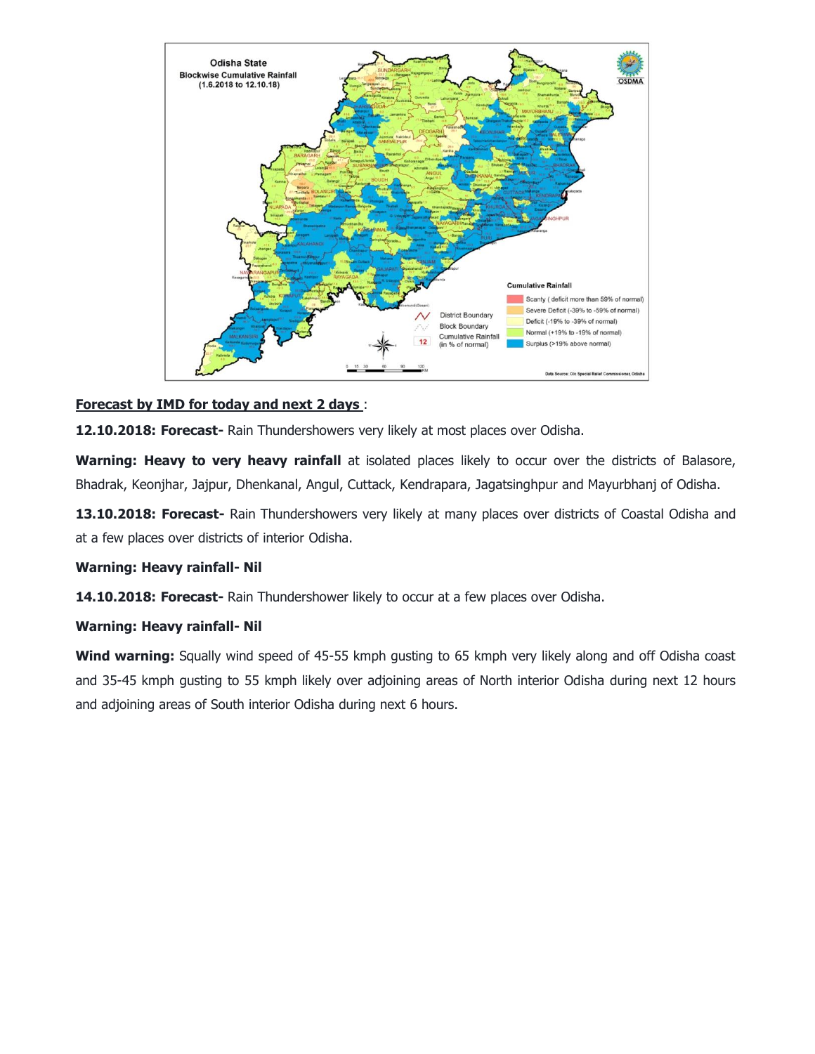**Forecast by IMD for today and next 2 days** :

**12.10.2018: Forecast-** Rain Thundershowers very likely at most places over Odisha.

**Warning: Heavy to very heavy rainfall** at isolated places likely to occur over the districts of Balasore, Bhadrak, Keonjhar, Jajpur, Dhenkanal, Angul, Cuttack, Kendrapara, Jagatsinghpur and Mayurbhanj of Odisha.

**13.10.2018: Forecast-** Rain Thundershowers very likely at many places over districts of Coastal Odisha and at a few places over districts of interior Odisha.

**Warning: Heavy rainfall- Nil**

**14.10.2018: Forecast-** Rain Thundershower likely to occur at a few places over Odisha.

**Warning: Heavy rainfall- Nil**

**Wind warning:** Squally wind speed of 45-55 kmph gusting to 65 kmph very likely along and off Odisha coast and 35-45 kmph gusting to 55 kmph likely over adjoining areas of North interior Odisha during next 12 hours and adjoining areas of South interior Odisha during next 6 hours.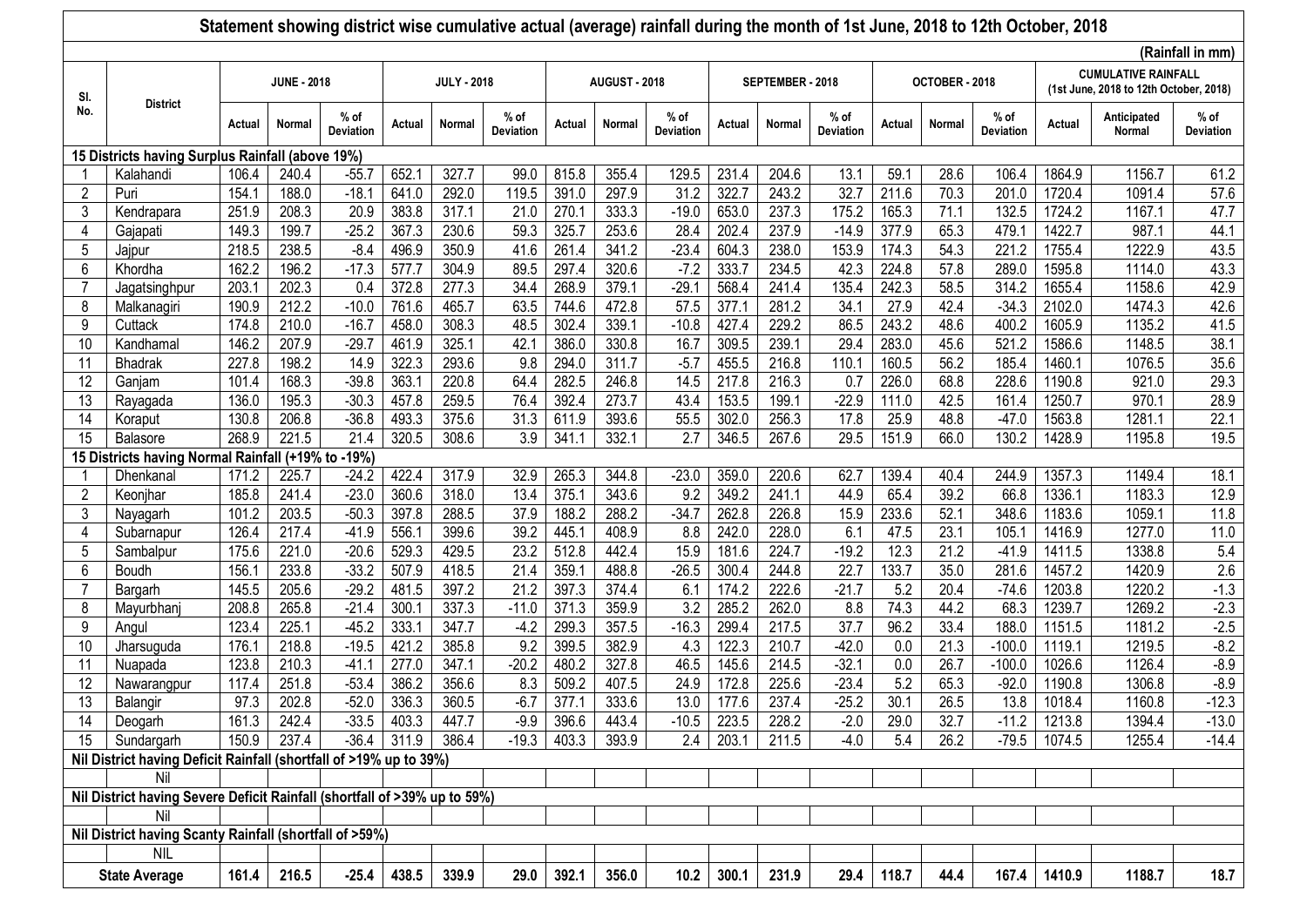**Statement showing district wise cumulative actual (average) rainfall during the month of 1st June, 2018 to 12th October, 2018**

(Rainfall in mm)

| Sl. No. | District | JUNE - 2018 | | | JULY - 2018 | | | AUGUST - 2018 | | | SEPTEMBER - 2018 | | | OCTOBER - 2018 | | | CUMULATIVE RAINFALL (1st June, 2018 to 12th October, 2018) | | |
|---|---|---|---|---|---|---|---|---|---|---|---|---|---|---|---|---|---|---|---|
| | | Actual | Normal | % of Deviation | Actual | Normal | % of Deviation | Actual | Normal | % of Deviation | Actual | Normal | % of Deviation | Actual | Normal | % of Deviation | Actual | Anticipated Normal | % of Deviation |
| **15 Districts having Surplus Rainfall (above 19%)** | | | | | | | | | | | | | | | | | | | |
| 1 | Kalahandi | 106.4 | 240.4 | -55.7 | 652.1 | 327.7 | 99.0 | 815.8 | 355.4 | 129.5 | 231.4 | 204.6 | 13.1 | 59.1 | 28.6 | 106.4 | 1864.9 | 1156.7 | 61.2 |
| 2 | Puri | 154.1 | 188.0 | -18.1 | 641.0 | 292.0 | 119.5 | 391.0 | 297.9 | 31.2 | 322.7 | 243.2 | 32.7 | 211.6 | 70.3 | 201.0 | 1720.4 | 1091.4 | 57.6 |
| 3 | Kendrapara | 251.9 | 208.3 | 20.9 | 383.8 | 317.1 | 21.0 | 270.1 | 333.3 | -19.0 | 653.0 | 237.3 | 175.2 | 165.3 | 71.1 | 132.5 | 1724.2 | 1167.1 | 47.7 |
| 4 | Gajapati | 149.3 | 199.7 | -25.2 | 367.3 | 230.6 | 59.3 | 325.7 | 253.6 | 28.4 | 202.4 | 237.9 | -14.9 | 377.9 | 65.3 | 479.1 | 1422.7 | 987.1 | 44.1 |
| 5 | Jajpur | 218.5 | 238.5 | -8.4 | 496.9 | 350.9 | 41.6 | 261.4 | 341.2 | -23.4 | 604.3 | 238.0 | 153.9 | 174.3 | 54.3 | 221.2 | 1755.4 | 1222.9 | 43.5 |
| 6 | Khordha | 162.2 | 196.2 | -17.3 | 577.7 | 304.9 | 89.5 | 297.4 | 320.6 | -7.2 | 333.7 | 234.5 | 42.3 | 224.8 | 57.8 | 289.0 | 1595.8 | 1114.0 | 43.3 |
| 7 | Jagatsinghpur | 203.1 | 202.3 | 0.4 | 372.8 | 277.3 | 34.4 | 268.9 | 379.1 | -29.1 | 568.4 | 241.4 | 135.4 | 242.3 | 58.5 | 314.2 | 1655.4 | 1158.6 | 42.9 |
| 8 | Malkanagiri | 190.9 | 212.2 | -10.0 | 761.6 | 465.7 | 63.5 | 744.6 | 472.8 | 57.5 | 377.1 | 281.2 | 34.1 | 27.9 | 42.4 | -34.3 | 2102.0 | 1474.3 | 42.6 |
| 9 | Cuttack | 174.8 | 210.0 | -16.7 | 458.0 | 308.3 | 48.5 | 302.4 | 339.1 | -10.8 | 427.4 | 229.2 | 86.5 | 243.2 | 48.6 | 400.2 | 1605.9 | 1135.2 | 41.5 |
| 10 | Kandhamal | 146.2 | 207.9 | -29.7 | 461.9 | 325.1 | 42.1 | 386.0 | 330.8 | 16.7 | 309.5 | 239.1 | 29.4 | 283.0 | 45.6 | 521.2 | 1586.6 | 1148.5 | 38.1 |
| 11 | Bhadrak | 227.8 | 198.2 | 14.9 | 322.3 | 293.6 | 9.8 | 294.0 | 311.7 | -5.7 | 455.5 | 216.8 | 110.1 | 160.5 | 56.2 | 185.4 | 1460.1 | 1076.5 | 35.6 |
| 12 | Ganjam | 101.4 | 168.3 | -39.8 | 363.1 | 220.8 | 64.4 | 282.5 | 246.8 | 14.5 | 217.8 | 216.3 | 0.7 | 226.0 | 68.8 | 228.6 | 1190.8 | 921.0 | 29.3 |
| 13 | Rayagada | 136.0 | 195.3 | -30.3 | 457.8 | 259.5 | 76.4 | 392.4 | 273.7 | 43.4 | 153.5 | 199.1 | -22.9 | 111.0 | 42.5 | 161.4 | 1250.7 | 970.1 | 28.9 |
| 14 | Koraput | 130.8 | 206.8 | -36.8 | 493.3 | 375.6 | 31.3 | 611.9 | 393.6 | 55.5 | 302.0 | 256.3 | 17.8 | 25.9 | 48.8 | -47.0 | 1563.8 | 1281.1 | 22.1 |
| 15 | Balasore | 268.9 | 221.5 | 21.4 | 320.5 | 308.6 | 3.9 | 341.1 | 332.1 | 2.7 | 346.5 | 267.6 | 29.5 | 151.9 | 66.0 | 130.2 | 1428.9 | 1195.8 | 19.5 |
| **15 Districts having Normal Rainfall (+19% to -19%)** | | | | | | | | | | | | | | | | | | | |
| 1 | Dhenkanal | 171.2 | 225.7 | -24.2 | 422.4 | 317.9 | 32.9 | 265.3 | 344.8 | -23.0 | 359.0 | 220.6 | 62.7 | 139.4 | 40.4 | 244.9 | 1357.3 | 1149.4 | 18.1 |
| 2 | Keonjhar | 185.8 | 241.4 | -23.0 | 360.6 | 318.0 | 13.4 | 375.1 | 343.6 | 9.2 | 349.2 | 241.1 | 44.9 | 65.4 | 39.2 | 66.8 | 1336.1 | 1183.3 | 12.9 |
| 3 | Nayagarh | 101.2 | 203.5 | -50.3 | 397.8 | 288.5 | 37.9 | 188.2 | 288.2 | -34.7 | 262.8 | 226.8 | 15.9 | 233.6 | 52.1 | 348.6 | 1183.6 | 1059.1 | 11.8 |
| 4 | Subarnapur | 126.4 | 217.4 | -41.9 | 556.1 | 399.6 | 39.2 | 445.1 | 408.9 | 8.8 | 242.0 | 228.0 | 6.1 | 47.5 | 23.1 | 105.1 | 1416.9 | 1277.0 | 11.0 |
| 5 | Sambalpur | 175.6 | 221.0 | -20.6 | 529.3 | 429.5 | 23.2 | 512.8 | 442.4 | 15.9 | 181.6 | 224.7 | -19.2 | 12.3 | 21.2 | -41.9 | 1411.5 | 1338.8 | 5.4 |
| 6 | Boudh | 156.1 | 233.8 | -33.2 | 507.9 | 418.5 | 21.4 | 359.1 | 488.8 | -26.5 | 300.4 | 244.8 | 22.7 | 133.7 | 35.0 | 281.6 | 1457.2 | 1420.9 | 2.6 |
| 7 | Bargarh | 145.5 | 205.6 | -29.2 | 481.5 | 397.2 | 21.2 | 397.3 | 374.4 | 6.1 | 174.2 | 222.6 | -21.7 | 5.2 | 20.4 | -74.6 | 1203.8 | 1220.2 | -1.3 |
| 8 | Mayurbhanj | 208.8 | 265.8 | -21.4 | 300.1 | 337.3 | -11.0 | 371.3 | 359.9 | 3.2 | 285.2 | 262.0 | 8.8 | 74.3 | 44.2 | 68.3 | 1239.7 | 1269.2 | -2.3 |
| 9 | Angul | 123.4 | 225.1 | -45.2 | 333.1 | 347.7 | -4.2 | 299.3 | 357.5 | -16.3 | 299.4 | 217.5 | 37.7 | 96.2 | 33.4 | 188.0 | 1151.5 | 1181.2 | -2.5 |
| 10 | Jharsuguda | 176.1 | 218.8 | -19.5 | 421.2 | 385.8 | 9.2 | 399.5 | 382.9 | 4.3 | 122.3 | 210.7 | -42.0 | 0.0 | 21.3 | -100.0 | 1119.1 | 1219.5 | -8.2 |
| 11 | Nuapada | 123.8 | 210.3 | -41.1 | 277.0 | 347.1 | -20.2 | 480.2 | 327.8 | 46.5 | 145.6 | 214.5 | -32.1 | 0.0 | 26.7 | -100.0 | 1026.6 | 1126.4 | -8.9 |
| 12 | Nawarangpur | 117.4 | 251.8 | -53.4 | 386.2 | 356.6 | 8.3 | 509.2 | 407.5 | 24.9 | 172.8 | 225.6 | -23.4 | 5.2 | 65.3 | -92.0 | 1190.8 | 1306.8 | -8.9 |
| 13 | Balangir | 97.3 | 202.8 | -52.0 | 336.3 | 360.5 | -6.7 | 377.1 | 333.6 | 13.0 | 177.6 | 237.4 | -25.2 | 30.1 | 26.5 | 13.8 | 1018.4 | 1160.8 | -12.3 |
| 14 | Deogarh | 161.3 | 242.4 | -33.5 | 403.3 | 447.7 | -9.9 | 396.6 | 443.4 | -10.5 | 223.5 | 228.2 | -2.0 | 29.0 | 32.7 | -11.2 | 1213.8 | 1394.4 | -13.0 |
| 15 | Sundargarh | 150.9 | 237.4 | -36.4 | 311.9 | 386.4 | -19.3 | 403.3 | 393.9 | 2.4 | 203.1 | 211.5 | -4.0 | 5.4 | 26.2 | -79.5 | 1074.5 | 1255.4 | -14.4 |
| **Nil District having Deficit Rainfall (shortfall of >19% up to 39%)** | | | | | | | | | | | | | | | | | | | |
| | Nil | | | | | | | | | | | | | | | | | | |
| **Nil District having Severe Deficit Rainfall (shortfall of >39% up to 59%)** | | | | | | | | | | | | | | | | | | | |
| | Nil | | | | | | | | | | | | | | | | | | |
| **Nil District having Scanty Rainfall (shortfall of >59%)** | | | | | | | | | | | | | | | | | | | |
| | NIL | | | | | | | | | | | | | | | | | | |
| **State Average** | | **161.4** | **216.5** | **-25.4** | **438.5** | **339.9** | **29.0** | **392.1** | **356.0** | **10.2** | **300.1** | **231.9** | **29.4** | **118.7** | **44.4** | **167.4** | **1410.9** | **1188.7** | **18.7** |